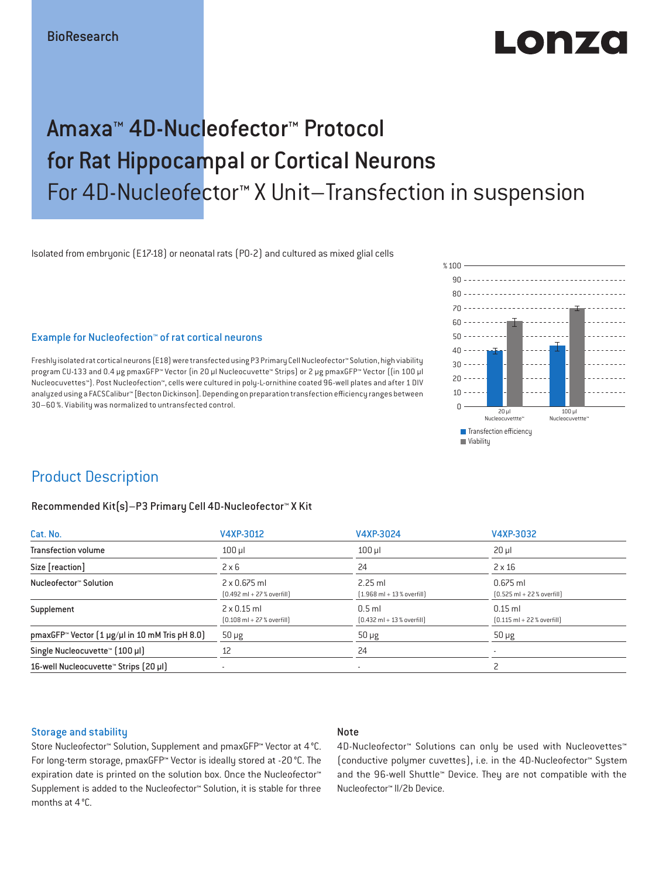BioResearch

# Amaxa™ 4D-Nucleofector™ Protocol for Rat Hippocampal or Cortical Neurons

## For 4D-Nucleofector™ X Unit–Transfection in suspension

Isolated from embryonic (E17-18) or neonatal rats (P0-2) and cultured as mixed glial cells

### Example for Nucleofection™ of rat cortical neurons

Freshly isolated rat cortical neurons (E18) were transfected using P3 Primary Cell Nucleofector™ Solution, high viability program CU-133 and 0.4 µg pmaxGFP™ Vector (in 20 µl Nucleocuvette™ Strips) or 2 µg pmaxGFP™ Vector ((in 100 µl Nucleocuvettes™). Post Nucleofection™, cells were cultured in poly-L-ornithine coated 96-well plates and after 1 DIV analyzed using a FACSCalibur™ [Becton Dickinson]. Depending on preparation transfection efficiency ranges between 30–60 %. Viability was normalized to untransfected control.

## Product Description

### Recommended Kit(s)–P3 Primary Cell 4D-Nucleofector™ X Kit

| Cat. No. | V4XP-3012 | V4XP-3024 | V4XP-3032 |
|---|---|---|---|
| Transfection volume | 100 µl | 100 µl | 20 µl |
| Size [reaction] | 2 x 6 | 24 | 2 x 16 |
| Nucleofector™ Solution | 2 x 0.675 ml (0.492 ml + 27 % overfill) | 2.25 ml (1.968 ml + 13 % overfill) | 0.675 ml (0.525 ml + 22 % overfill) |
| Supplement | 2 x 0.15 ml (0.108 ml + 27 % overfill) | 0.5 ml (0.432 ml + 13 % overfill) | 0.15 ml (0.115 ml + 22 % overfill) |
| pmaxGFP™ Vector (1 µg/µl in 10 mM Tris pH 8.0) | 50 µg | 50 µg | 50 µg |
| Single Nucleocuvette™ (100 µl) | 12 | 24 | - |
| 16-well Nucleocuvette™ Strips (20 µl) | - | - | 2 |

### Storage and stability

Store Nucleofector™ Solution, Supplement and pmaxGFP™ Vector at 4 °C. For long-term storage, pmaxGFP™ Vector is ideally stored at -20 °C. The expiration date is printed on the solution box. Once the Nucleofector™ Supplement is added to the Nucleofector™ Solution, it is stable for three months at 4 °C.

### Note

4D-Nucleofector™ Solutions can only be used with Nucleovettes™ (conductive polymer cuvettes), i.e. in the 4D-Nucleofector™ System and the 96-well Shuttle™ Device. They are not compatible with the Nucleofector™ II/2b Device.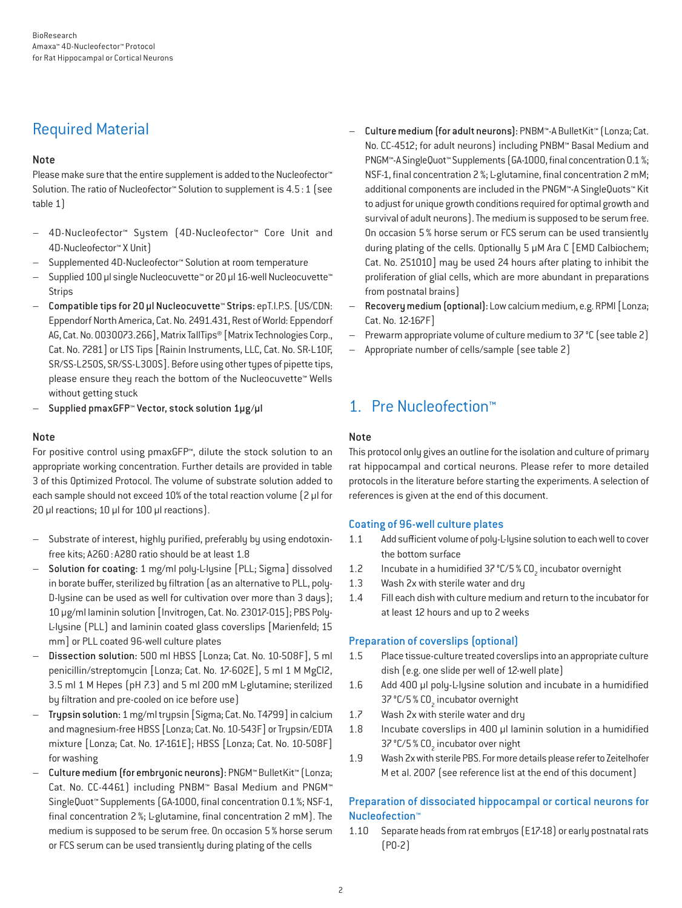## Required Material

### Note

Please make sure that the entire supplement is added to the Nucleofector™ Solution. The ratio of Nucleofector™ Solution to supplement is 4.5 : 1 (see table 1)

- 4D-Nucleofector™ System (4D-Nucleofector™ Core Unit and 4D-Nucleofector™ X Unit)
- Supplemented 4D-Nucleofector™ Solution at room temperature
- Supplied 100 µl single Nucleocuvette™ or 20 µl 16-well Nucleocuvette™ Strips
- **Compatible tips for 20 µl Nucleocuvette™ Strips:** epT.I.P.S. [US/CDN: Eppendorf North America, Cat. No. 2491.431, Rest of World: Eppendorf AG, Cat. No. 0030073.266], Matrix TallTips® [Matrix Technologies Corp., Cat. No. 7281] or LTS Tips [Rainin Instruments, LLC, Cat. No. SR-L10F, SR/SS-L250S, SR/SS-L300S]. Before using other types of pipette tips, please ensure they reach the bottom of the Nucleocuvette™ Wells without getting stuck
- **Supplied pmaxGFP™ Vector, stock solution 1µg/µl**

### Note

For positive control using pmaxGFP™, dilute the stock solution to an appropriate working concentration. Further details are provided in table 3 of this Optimized Protocol. The volume of substrate solution added to each sample should not exceed 10% of the total reaction volume (2 µl for 20 µl reactions; 10 µl for 100 µl reactions).

- Substrate of interest, highly purified, preferably by using endotoxin-free kits; A260 : A280 ratio should be at least 1.8
- **Solution for coating:** 1 mg/ml poly-L-lysine [PLL; Sigma] dissolved in borate buffer, sterilized by filtration (as an alternative to PLL, poly-D-lysine can be used as well for cultivation over more than 3 days); 10 µg/ml laminin solution [Invitrogen, Cat. No. 23017-015]; PBS Poly-L-lysine (PLL) and laminin coated glass coverslips [Marienfeld; 15 mm] or PLL coated 96-well culture plates
- **Dissection solution:** 500 ml HBSS [Lonza; Cat. No. 10-508F], 5 ml penicillin/streptomycin [Lonza; Cat. No. 17-602E], 5 ml 1 M MgCl2, 3.5 ml 1 M Hepes (pH 7.3) and 5 ml 200 mM L-glutamine; sterilized by filtration and pre-cooled on ice before use)
- **Trypsin solution:** 1 mg/ml trypsin [Sigma; Cat. No. T4799] in calcium and magnesium-free HBSS [Lonza; Cat. No. 10-543F] or Trypsin/EDTA mixture [Lonza; Cat. No. 17-161E]; HBSS [Lonza; Cat. No. 10-508F] for washing
- **Culture medium (for embryonic neurons):** PNGM™ BulletKit™ (Lonza; Cat. No. CC-4461) including PNBM™ Basal Medium and PNGM™ SingleQuot™ Supplements (GA-1000, final concentration 0.1 %; NSF-1, final concentration 2 %; L-glutamine, final concentration 2 mM). The medium is supposed to be serum free. On occasion 5 % horse serum or FCS serum can be used transiently during plating of the cells
- **Culture medium (for adult neurons):** PNBM™-A BulletKit™ (Lonza; Cat. No. CC-4512; for adult neurons) including PNBM™ Basal Medium and PNGM™-A SingleQuot™ Supplements (GA-1000, final concentration 0.1 %; NSF-1, final concentration 2 %; L-glutamine, final concentration 2 mM; additional components are included in the PNGM™-A SingleQuots™ Kit to adjust for unique growth conditions required for optimal growth and survival of adult neurons). The medium is supposed to be serum free. On occasion 5 % horse serum or FCS serum can be used transiently during plating of the cells. Optionally 5 µM Ara C [EMD Calbiochem; Cat. No. 251010] may be used 24 hours after plating to inhibit the proliferation of glial cells, which are more abundant in preparations from postnatal brains)
- **Recovery medium (optional):** Low calcium medium, e.g. RPMI [Lonza; Cat. No. 12-167F]
- Prewarm appropriate volume of culture medium to 37 °C (see table 2)
- Appropriate number of cells/sample (see table 2)

## 1. Pre Nucleofection™

### Note

This protocol only gives an outline for the isolation and culture of primary rat hippocampal and cortical neurons. Please refer to more detailed protocols in the literature before starting the experiments. A selection of references is given at the end of this document.

### Coating of 96-well culture plates

1.1 Add sufficient volume of poly-L-lysine solution to each well to cover the bottom surface

1.2 Incubate in a humidified 37 °C/5 % $CO_2$ incubator overnight

1.3 Wash 2x with sterile water and dry

1.4 Fill each dish with culture medium and return to the incubator for at least 12 hours and up to 2 weeks

### Preparation of coverslips (optional)

1.5 Place tissue-culture treated coverslips into an appropriate culture dish (e.g. one slide per well of 12-well plate)

1.6 Add 400 µl poly-L-lysine solution and incubate in a humidified 37 °C/5 % $CO_2$ incubator overnight

1.7 Wash 2x with sterile water and dry

1.8 Incubate coverslips in 400 µl laminin solution in a humidified 37 °C/5 % $CO_2$ incubator over night

1.9 Wash 2x with sterile PBS. For more details please refer to Zeitelhofer M et al. 2007 (see reference list at the end of this document)

### Preparation of dissociated hippocampal or cortical neurons for Nucleofection™

1.10 Separate heads from rat embryos (E17-18) or early postnatal rats (P0-2)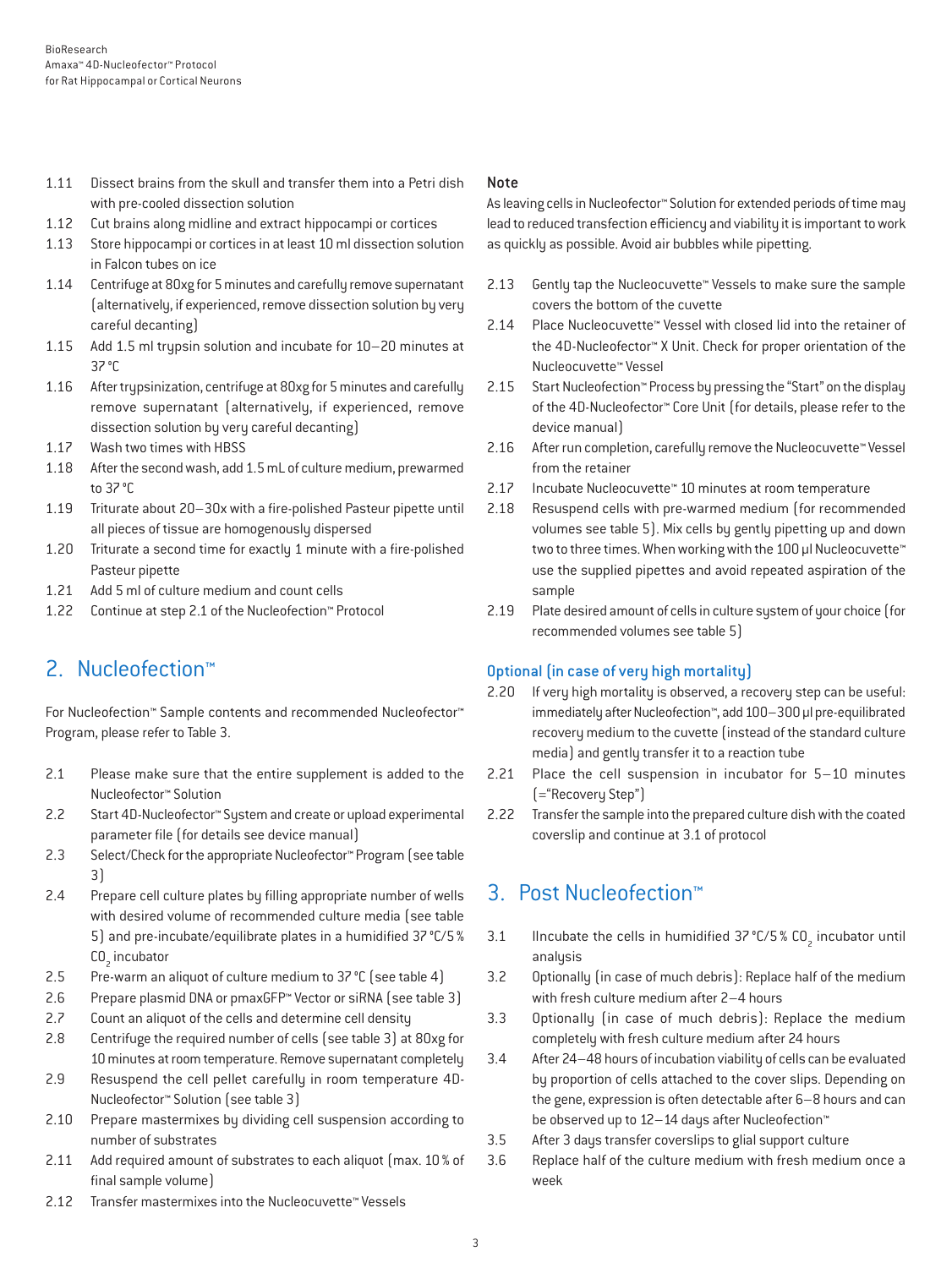1.11 Dissect brains from the skull and transfer them into a Petri dish with pre-cooled dissection solution
1.12 Cut brains along midline and extract hippocampi or cortices
1.13 Store hippocampi or cortices in at least 10 ml dissection solution in Falcon tubes on ice
1.14 Centrifuge at 80xg for 5 minutes and carefully remove supernatant (alternatively, if experienced, remove dissection solution by very careful decanting)
1.15 Add 1.5 ml trypsin solution and incubate for 10–20 minutes at 37 °C
1.16 After trypsinization, centrifuge at 80xg for 5 minutes and carefully remove supernatant (alternatively, if experienced, remove dissection solution by very careful decanting)
1.17 Wash two times with HBSS
1.18 After the second wash, add 1.5 mL of culture medium, prewarmed to 37 °C
1.19 Triturate about 20–30x with a fire-polished Pasteur pipette until all pieces of tissue are homogenously dispersed
1.20 Triturate a second time for exactly 1 minute with a fire-polished Pasteur pipette
1.21 Add 5 ml of culture medium and count cells
1.22 Continue at step 2.1 of the Nucleofection™ Protocol

## 2. Nucleofection™

For Nucleofection™ Sample contents and recommended Nucleofector™ Program, please refer to Table 3.

2.1 Please make sure that the entire supplement is added to the Nucleofector™ Solution
2.2 Start 4D-Nucleofector™ System and create or upload experimental parameter file (for details see device manual)
2.3 Select/Check for the appropriate Nucleofector™ Program (see table 3)
2.4 Prepare cell culture plates by filling appropriate number of wells with desired volume of recommended culture media (see table 5) and pre-incubate/equilibrate plates in a humidified 37 °C/5 % $CO_2$ incubator
2.5 Pre-warm an aliquot of culture medium to 37 °C (see table 4)
2.6 Prepare plasmid DNA or pmaxGFP™ Vector or siRNA (see table 3)
2.7 Count an aliquot of the cells and determine cell density
2.8 Centrifuge the required number of cells (see table 3) at 80xg for 10 minutes at room temperature. Remove supernatant completely
2.9 Resuspend the cell pellet carefully in room temperature 4D-Nucleofector™ Solution (see table 3)
2.10 Prepare mastermixes by dividing cell suspension according to number of substrates
2.11 Add required amount of substrates to each aliquot (max. 10 % of final sample volume)
2.12 Transfer mastermixes into the Nucleocuvette™ Vessels

### Note

As leaving cells in Nucleofector™ Solution for extended periods of time may lead to reduced transfection efficiency and viability it is important to work as quickly as possible. Avoid air bubbles while pipetting.

2.13 Gently tap the Nucleocuvette™ Vessels to make sure the sample covers the bottom of the cuvette
2.14 Place Nucleocuvette™ Vessel with closed lid into the retainer of the 4D-Nucleofector™ X Unit. Check for proper orientation of the Nucleocuvette™ Vessel
2.15 Start Nucleofection™ Process by pressing the "Start" on the display of the 4D-Nucleofector™ Core Unit (for details, please refer to the device manual)
2.16 After run completion, carefully remove the Nucleocuvette™ Vessel from the retainer
2.17 Incubate Nucleocuvette™ 10 minutes at room temperature
2.18 Resuspend cells with pre-warmed medium (for recommended volumes see table 5). Mix cells by gently pipetting up and down two to three times. When working with the 100 µl Nucleocuvette™ use the supplied pipettes and avoid repeated aspiration of the sample
2.19 Plate desired amount of cells in culture system of your choice (for recommended volumes see table 5)

### Optional (in case of very high mortality)

2.20 If very high mortality is observed, a recovery step can be useful: immediately after Nucleofection™, add 100–300 µl pre-equilibrated recovery medium to the cuvette (instead of the standard culture media) and gently transfer it to a reaction tube
2.21 Place the cell suspension in incubator for 5–10 minutes (="Recovery Step")
2.22 Transfer the sample into the prepared culture dish with the coated coverslip and continue at 3.1 of protocol

## 3. Post Nucleofection™

3.1 IIncubate the cells in humidified 37 °C/5 % $CO_2$ incubator until analysis
3.2 Optionally (in case of much debris): Replace half of the medium with fresh culture medium after 2–4 hours
3.3 Optionally (in case of much debris): Replace the medium completely with fresh culture medium after 24 hours
3.4 After 24–48 hours of incubation viability of cells can be evaluated by proportion of cells attached to the cover slips. Depending on the gene, expression is often detectable after 6–8 hours and can be observed up to 12–14 days after Nucleofection™
3.5 After 3 days transfer coverslips to glial support culture
3.6 Replace half of the culture medium with fresh medium once a week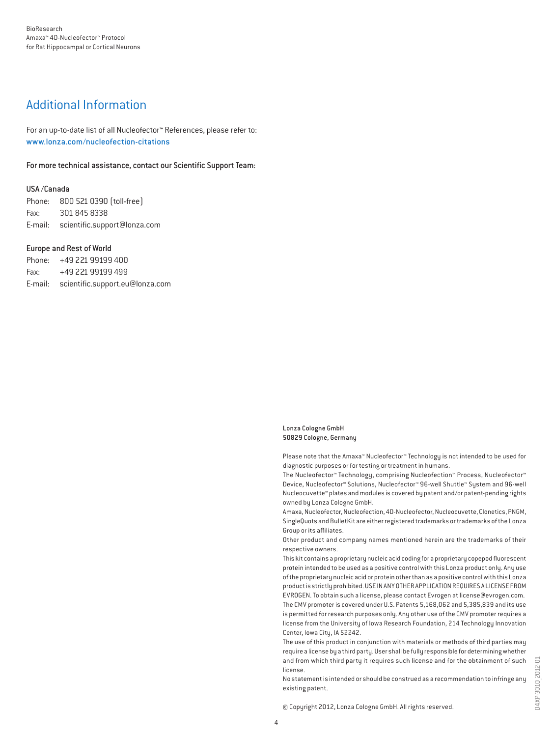## Additional Information

For an up-to-date list of all Nucleofector™ References, please refer to:
www.lonza.com/nucleofection-citations

For more technical assistance, contact our Scientific Support Team:

**USA /Canada**

Phone: 800 521 0390 (toll-free)
Fax: 301 845 8338
E-mail: scientific.support@lonza.com

**Europe and Rest of World**

Phone: +49 221 99199 400
Fax: +49 221 99199 499
E-mail: scientific.support.eu@lonza.com

Lonza Cologne GmbH
50829 Cologne, Germany

Please note that the Amaxa™ Nucleofector™ Technology is not intended to be used for diagnostic purposes or for testing or treatment in humans.
The Nucleofector™ Technology, comprising Nucleofection™ Process, Nucleofector™ Device, Nucleofector™ Solutions, Nucleofector™ 96-well Shuttle™ System and 96-well Nucleocuvette™ plates and modules is covered by patent and/or patent-pending rights owned by Lonza Cologne GmbH.
Amaxa, Nucleofector, Nucleofection, 4D-Nucleofector, Nucleocuvette, Clonetics, PNGM, SingleQuots and BulletKit are either registered trademarks or trademarks of the Lonza Group or its affiliates.
Other product and company names mentioned herein are the trademarks of their respective owners.
This kit contains a proprietary nucleic acid coding for a proprietary copepod fluorescent protein intended to be used as a positive control with this Lonza product only. Any use of the proprietary nucleic acid or protein other than as a positive control with this Lonza product is strictly prohibited. USE IN ANY OTHER APPLICATION REQUIRES A LICENSE FROM EVROGEN. To obtain such a license, please contact Evrogen at license@evrogen.com.
The CMV promoter is covered under U.S. Patents 5,168,062 and 5,385,839 and its use is permitted for research purposes only. Any other use of the CMV promoter requires a license from the University of Iowa Research Foundation, 214 Technology Innovation Center, Iowa City, IA 52242.
The use of this product in conjunction with materials or methods of third parties may require a license by a third party. User shall be fully responsible for determining whether and from which third party it requires such license and for the obtainment of such license.
No statement is intended or should be construed as a recommendation to infringe any existing patent.

© Copyright 2012, Lonza Cologne GmbH. All rights reserved.

D4XP-3010_2012-01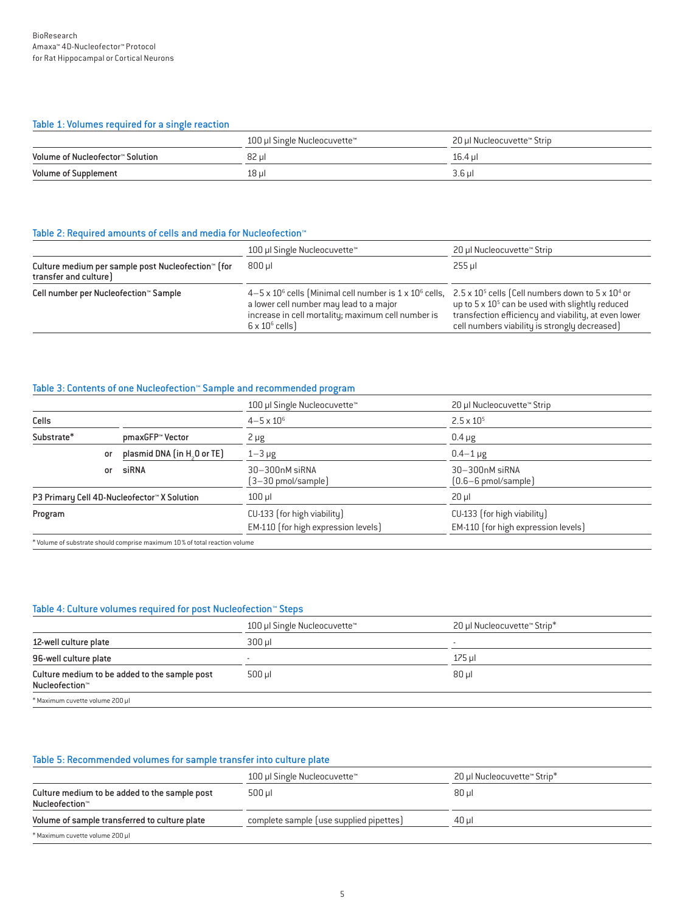### Table 1: Volumes required for a single reaction

| | 100 µl Single Nucleocuvette™ | 20 µl Nucleocuvette™ Strip |
|---|---|---|
| Volume of Nucleofector™ Solution | 82 µl | 16.4 µl |
| Volume of Supplement | 18 µl | 3.6 µl |

### Table 2: Required amounts of cells and media for Nucleofection™

| | 100 µl Single Nucleocuvette™ | 20 µl Nucleocuvette™ Strip |
|---|---|---|
| Culture medium per sample post Nucleofection™ (for transfer and culture) | 800 µl | 255 µl |
| Cell number per Nucleofection™ Sample | $4–5 \times 10^6$ cells (Minimal cell number is $1 \times 10^6$ cells, a lower cell number may lead to a major increase in cell mortality; maximum cell number is $6 \times 10^6$ cells) | $2.5 \times 10^5$ cells (Cell numbers down to $5 \times 10^4$ or up to $5 \times 10^5$ can be used with slightly reduced transfection efficiency and viability, at even lower cell numbers viability is strongly decreased) |

### Table 3: Contents of one Nucleofection™ Sample and recommended program

| | | 100 µl Single Nucleocuvette™ | 20 µl Nucleocuvette™ Strip |
|---|---|---|---|
| Cells | | $4–5 \times 10^6$ | $2.5 \times 10^5$ |
| Substrate* | pmaxGFP™ Vector | 2 µg | 0.4 µg |
| or | plasmid DNA (in $H_2O$ or TE) | 1–3 µg | 0.4–1 µg |
| or | siRNA | 30–300nM siRNA (3–30 pmol/sample) | 30–300nM siRNA (0.6–6 pmol/sample) |
| P3 Primary Cell 4D-Nucleofector™ X Solution | | 100 µl | 20 µl |
| Program | | CU-133 (for high viability) EM-110 (for high expression levels) | CU-133 (for high viability) EM-110 (for high expression levels) |

* Volume of substrate should comprise maximum 10 % of total reaction volume

### Table 4: Culture volumes required for post Nucleofection™ Steps

| | 100 µl Single Nucleocuvette™ | 20 µl Nucleocuvette™ Strip* |
|---|---|---|
| 12-well culture plate | 300 µl | - |
| 96-well culture plate | - | 175 µl |
| Culture medium to be added to the sample post Nucleofection™ | 500 µl | 80 µl |

* Maximum cuvette volume 200 µl

### Table 5: Recommended volumes for sample transfer into culture plate

| | 100 µl Single Nucleocuvette™ | 20 µl Nucleocuvette™ Strip* |
|---|---|---|
| Culture medium to be added to the sample post Nucleofection™ | 500 µl | 80 µl |
| Volume of sample transferred to culture plate | complete sample (use supplied pipettes) | 40 µl |

* Maximum cuvette volume 200 µl